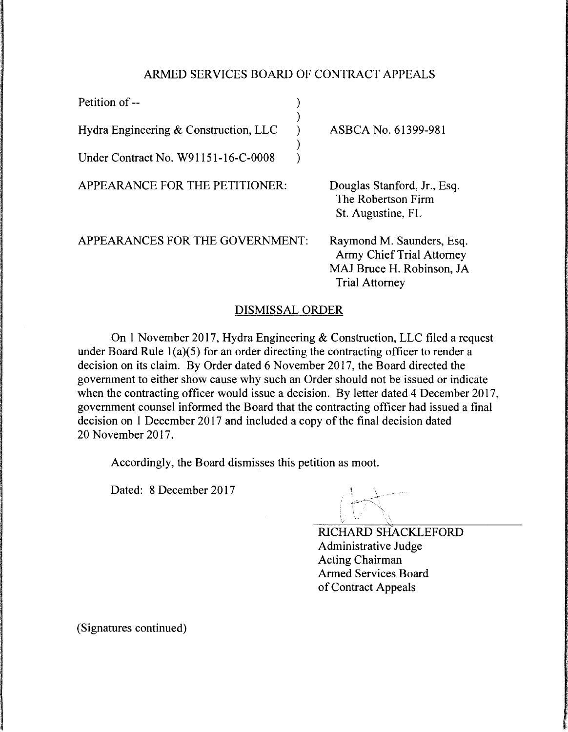## ARMED SERVICES BOARD OF CONTRACT APPEALS

| | |
|---|---|
| Petition of -- <br><br> Hydra Engineering & Construction, LLC <br><br> Under Contract No. W91151-16-C-0008 | ASBCA No. 61399-981 |
| APPEARANCE FOR THE PETITIONER: | Douglas Stanford, Jr., Esq. <br> The Robertson Firm <br> St. Augustine, FL |
| APPEARANCES FOR THE GOVERNMENT: | Raymond M. Saunders, Esq. <br> Army Chief Trial Attorney <br> MAJ Bruce H. Robinson, JA <br> Trial Attorney |

### DISMISSAL ORDER

On 1 November 2017, Hydra Engineering & Construction, LLC filed a request under Board Rule 1(a)(5) for an order directing the contracting officer to render a decision on its claim. By Order dated 6 November 2017, the Board directed the government to either show cause why such an Order should not be issued or indicate when the contracting officer would issue a decision. By letter dated 4 December 2017, government counsel informed the Board that the contracting officer had issued a final decision on 1 December 2017 and included a copy of the final decision dated 20 November 2017.

Accordingly, the Board dismisses this petition as moot.

Dated: 8 December 2017

RICHARD SHACKLEFORD
Administrative Judge
Acting Chairman
Armed Services Board
of Contract Appeals

(Signatures continued)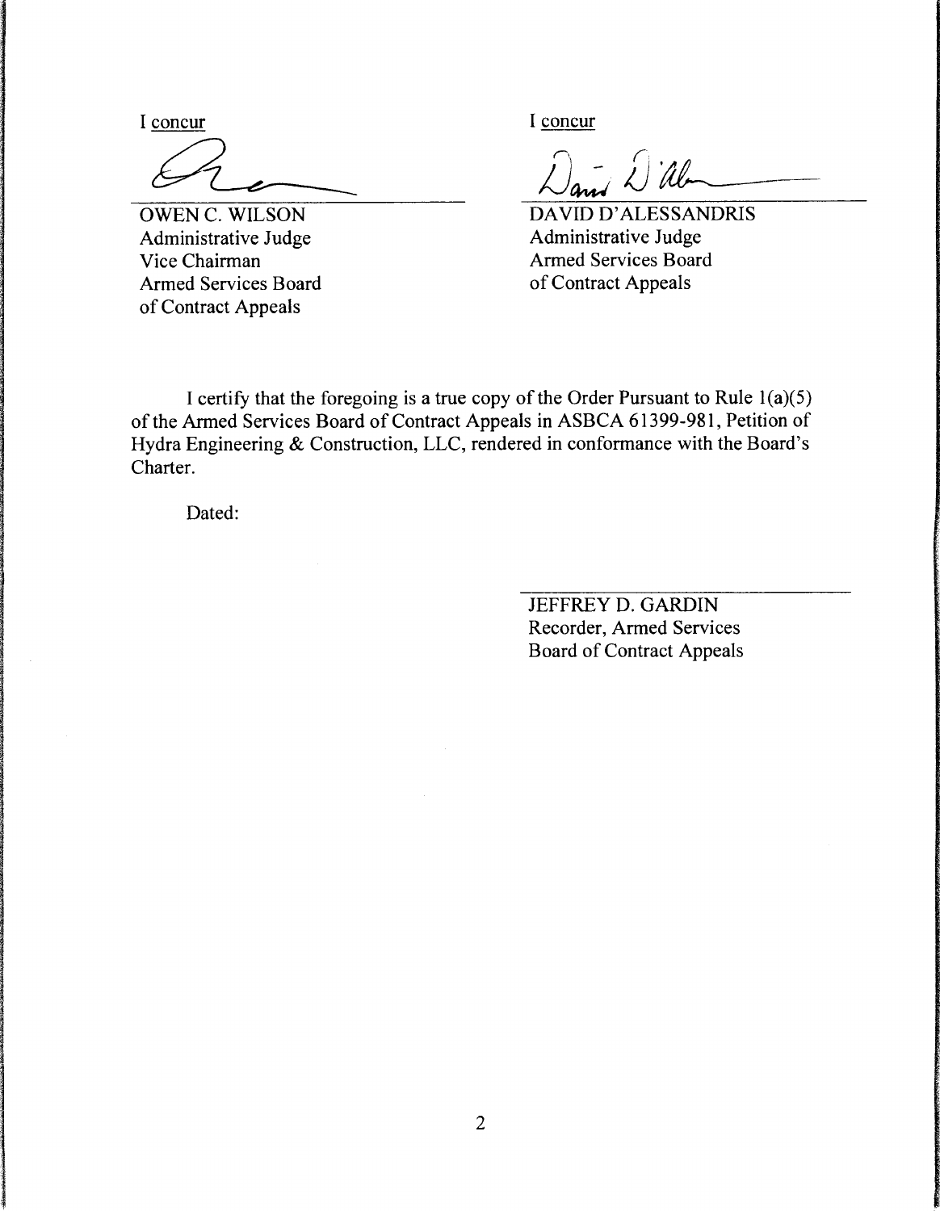I concur

OWEN C. WILSON
Administrative Judge
Vice Chairman
Armed Services Board
of Contract Appeals

I concur

DAVID D'ALESSANDRIS
Administrative Judge
Armed Services Board
of Contract Appeals

I certify that the foregoing is a true copy of the Order Pursuant to Rule 1(a)(5) of the Armed Services Board of Contract Appeals in ASBCA 61399-981, Petition of Hydra Engineering & Construction, LLC, rendered in conformance with the Board's Charter.

Dated:

JEFFREY D. GARDIN
Recorder, Armed Services
Board of Contract Appeals